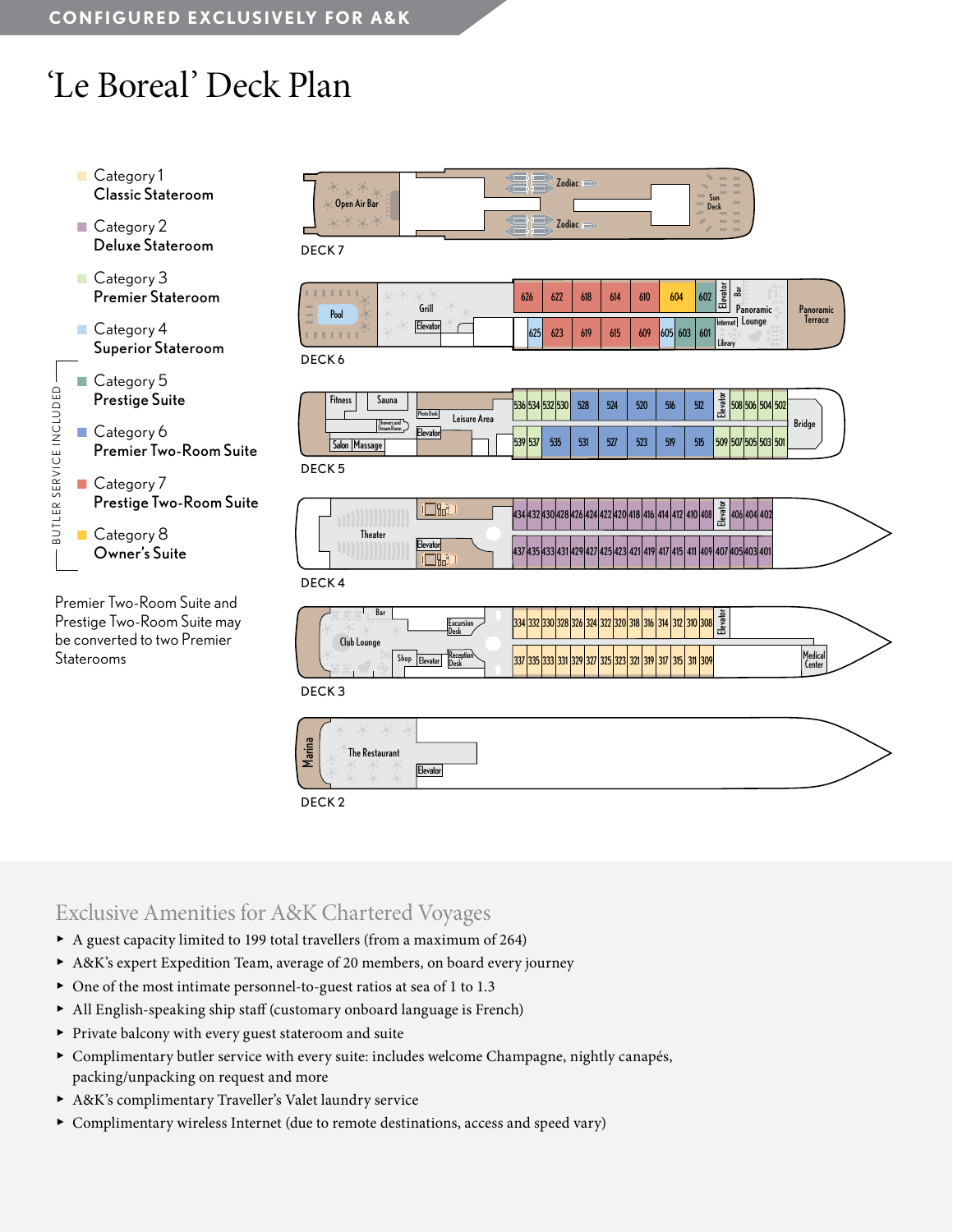CONFIGURED EXCLUSIVELY FOR A&K

# 'Le Boreal' Deck Plan

- Category 1 — Classic Stateroom
- Category 2 — Deluxe Stateroom
- Category 3 — Premier Stateroom
- Category 4 — Superior Stateroom
- Category 5 — Prestige Suite
- Category 6 — Premier Two-Room Suite
- Category 7 — Prestige Two-Room Suite
- Category 8 — Owner's Suite

BUTLER SERVICE INCLUDED (Categories 5–8)

Premier Two-Room Suite and Prestige Two-Room Suite may be converted to two Premier Staterooms

**DECK 7:** Open Air Bar, Zodiac, Zodiac, Sun Deck

**DECK 6:** Pool, Grill, Elevator, 626, 622, 618, 614, 610, 604, 602, 625, 623, 619, 615, 609, 605, 603, 601, Elevator, Bar, Panoramic Lounge, Internet, Library, Panoramic Terrace

**DECK 5:** Fitness, Sauna, Showers and Steam Room, Salon, Massage, Photo Desk, Elevator, Leisure Area, 536, 534, 532, 530, 528, 524, 520, 516, 512, 539, 537, 535, 531, 527, 523, 519, 515, Elevator, 508, 506, 504, 502, 509, 507, 505, 503, 501, Bridge

**DECK 4:** Theater, Elevator, 434, 432, 430, 428, 426, 424, 422, 420, 418, 416, 414, 412, 410, 408, 437, 435, 433, 431, 429, 427, 425, 423, 421, 419, 417, 415, 411, 409, 407, Elevator, 406, 404, 402, 405, 403, 401

**DECK 3:** Bar, Club Lounge, Shop, Elevator, Excursion Desk, Reception Desk, 334, 332, 330, 328, 326, 324, 322, 320, 318, 316, 314, 312, 310, 308, 337, 335, 333, 331, 329, 327, 325, 323, 321, 319, 317, 315, 311, 309, Elevator, Medical Center

**DECK 2:** Marina, The Restaurant, Elevator

## Exclusive Amenities for A&K Chartered Voyages

- A guest capacity limited to 199 total travellers (from a maximum of 264)
- A&K's expert Expedition Team, average of 20 members, on board every journey
- One of the most intimate personnel-to-guest ratios at sea of 1 to 1.3
- All English-speaking ship staff (customary onboard language is French)
- Private balcony with every guest stateroom and suite
- Complimentary butler service with every suite: includes welcome Champagne, nightly canapés, packing/unpacking on request and more
- A&K's complimentary Traveller's Valet laundry service
- Complimentary wireless Internet (due to remote destinations, access and speed vary)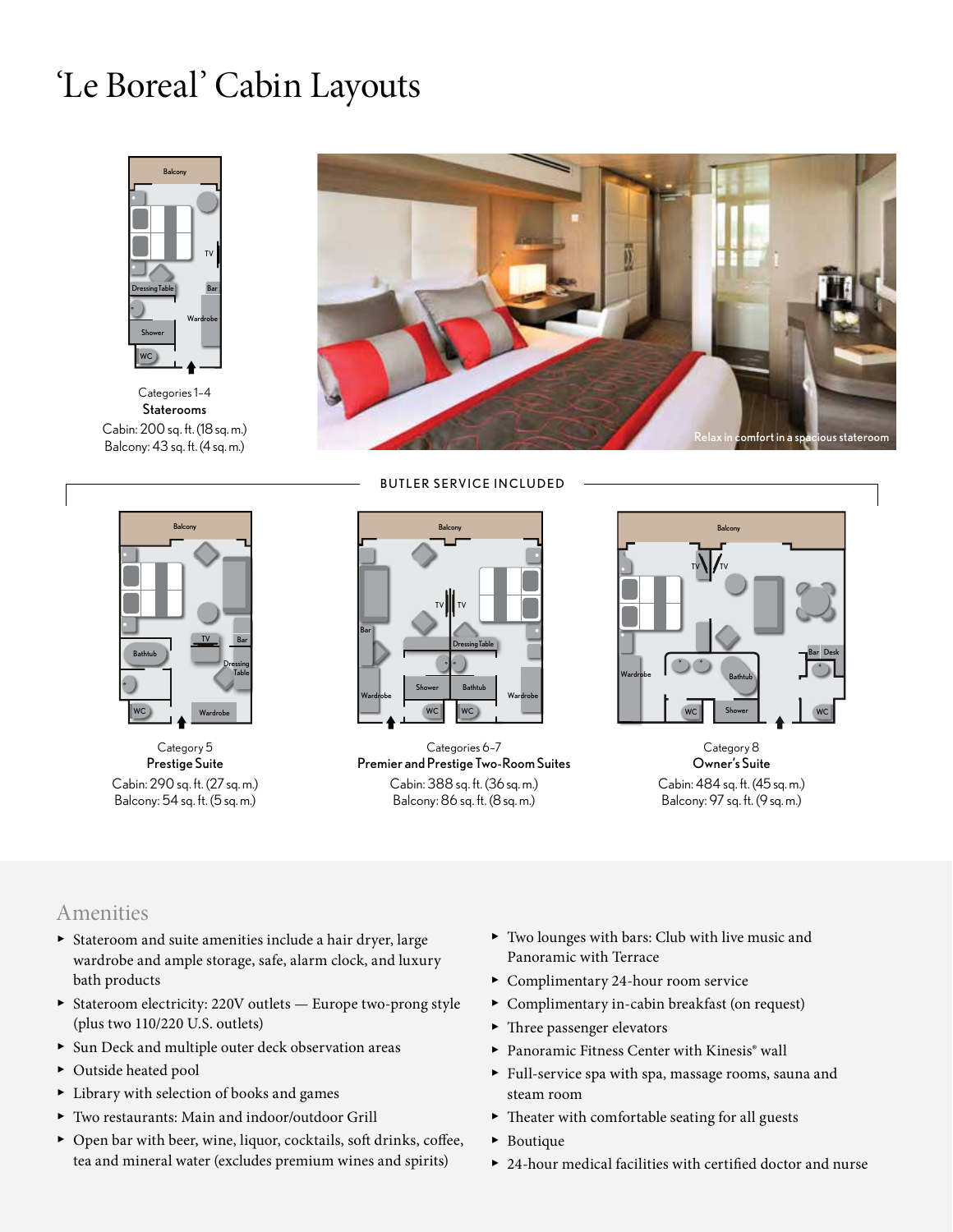# 'Le Boreal' Cabin Layouts

Categories 1–4
**Staterooms**
Cabin: 200 sq. ft. (18 sq. m.)
Balcony: 43 sq. ft. (4 sq. m.)

Relax in comfort in a spacious stateroom

BUTLER SERVICE INCLUDED

Category 5
**Prestige Suite**
Cabin: 290 sq. ft. (27 sq. m.)
Balcony: 54 sq. ft. (5 sq. m.)

Categories 6–7
**Premier and Prestige Two-Room Suites**
Cabin: 388 sq. ft. (36 sq. m.)
Balcony: 86 sq. ft. (8 sq. m.)

Category 8
**Owner's Suite**
Cabin: 484 sq. ft. (45 sq. m.)
Balcony: 97 sq. ft. (9 sq. m.)

## Amenities

- Stateroom and suite amenities include a hair dryer, large wardrobe and ample storage, safe, alarm clock, and luxury bath products
- Stateroom electricity: 220V outlets — Europe two-prong style (plus two 110/220 U.S. outlets)
- Sun Deck and multiple outer deck observation areas
- Outside heated pool
- Library with selection of books and games
- Two restaurants: Main and indoor/outdoor Grill
- Open bar with beer, wine, liquor, cocktails, soft drinks, coffee, tea and mineral water (excludes premium wines and spirits)
- Two lounges with bars: Club with live music and Panoramic with Terrace
- Complimentary 24-hour room service
- Complimentary in-cabin breakfast (on request)
- Three passenger elevators
- Panoramic Fitness Center with Kinesis® wall
- Full-service spa with spa, massage rooms, sauna and steam room
- Theater with comfortable seating for all guests
- Boutique
- 24-hour medical facilities with certified doctor and nurse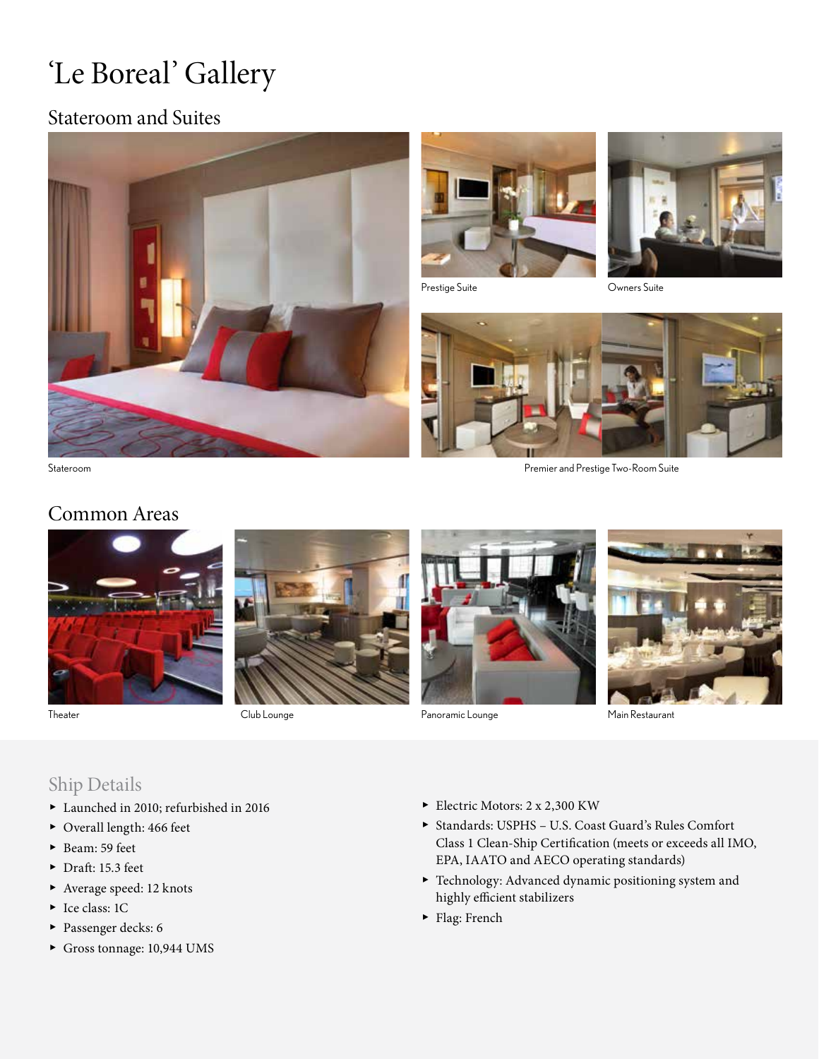# 'Le Boreal' Gallery

## Stateroom and Suites

Stateroom

Prestige Suite

Owners Suite

Premier and Prestige Two-Room Suite

## Common Areas

Theater

Club Lounge

Panoramic Lounge

Main Restaurant

## Ship Details

- Launched in 2010; refurbished in 2016
- Overall length: 466 feet
- Beam: 59 feet
- Draft: 15.3 feet
- Average speed: 12 knots
- Ice class: 1C
- Passenger decks: 6
- Gross tonnage: 10,944 UMS
- Electric Motors: 2 x 2,300 KW
- Standards: USPHS – U.S. Coast Guard's Rules Comfort Class 1 Clean-Ship Certification (meets or exceeds all IMO, EPA, IAATO and AECO operating standards)
- Technology: Advanced dynamic positioning system and highly efficient stabilizers
- Flag: French